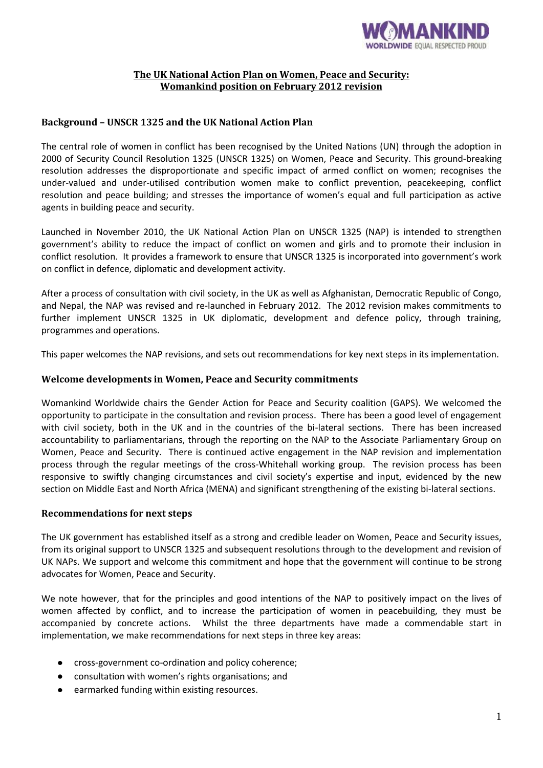# The UK National Action Plan on Women, Peace and Security: Womankind position on February 2012 revision

## Background – UNSCR 1325 and the UK National Action Plan

The central role of women in conflict has been recognised by the United Nations (UN) through the adoption in 2000 of Security Council Resolution 1325 (UNSCR 1325) on Women, Peace and Security. This ground-breaking resolution addresses the disproportionate and specific impact of armed conflict on women; recognises the under-valued and under-utilised contribution women make to conflict prevention, peacekeeping, conflict resolution and peace building; and stresses the importance of women's equal and full participation as active agents in building peace and security.

Launched in November 2010, the UK National Action Plan on UNSCR 1325 (NAP) is intended to strengthen government's ability to reduce the impact of conflict on women and girls and to promote their inclusion in conflict resolution. It provides a framework to ensure that UNSCR 1325 is incorporated into government's work on conflict in defence, diplomatic and development activity.

After a process of consultation with civil society, in the UK as well as Afghanistan, Democratic Republic of Congo, and Nepal, the NAP was revised and re-launched in February 2012. The 2012 revision makes commitments to further implement UNSCR 1325 in UK diplomatic, development and defence policy, through training, programmes and operations.

This paper welcomes the NAP revisions, and sets out recommendations for key next steps in its implementation.

## Welcome developments in Women, Peace and Security commitments

Womankind Worldwide chairs the Gender Action for Peace and Security coalition (GAPS). We welcomed the opportunity to participate in the consultation and revision process. There has been a good level of engagement with civil society, both in the UK and in the countries of the bi-lateral sections. There has been increased accountability to parliamentarians, through the reporting on the NAP to the Associate Parliamentary Group on Women, Peace and Security. There is continued active engagement in the NAP revision and implementation process through the regular meetings of the cross-Whitehall working group. The revision process has been responsive to swiftly changing circumstances and civil society's expertise and input, evidenced by the new section on Middle East and North Africa (MENA) and significant strengthening of the existing bi-lateral sections.

## Recommendations for next steps

The UK government has established itself as a strong and credible leader on Women, Peace and Security issues, from its original support to UNSCR 1325 and subsequent resolutions through to the development and revision of UK NAPs. We support and welcome this commitment and hope that the government will continue to be strong advocates for Women, Peace and Security.

We note however, that for the principles and good intentions of the NAP to positively impact on the lives of women affected by conflict, and to increase the participation of women in peacebuilding, they must be accompanied by concrete actions. Whilst the three departments have made a commendable start in implementation, we make recommendations for next steps in three key areas:

- cross-government co-ordination and policy coherence;
- consultation with women's rights organisations; and
- earmarked funding within existing resources.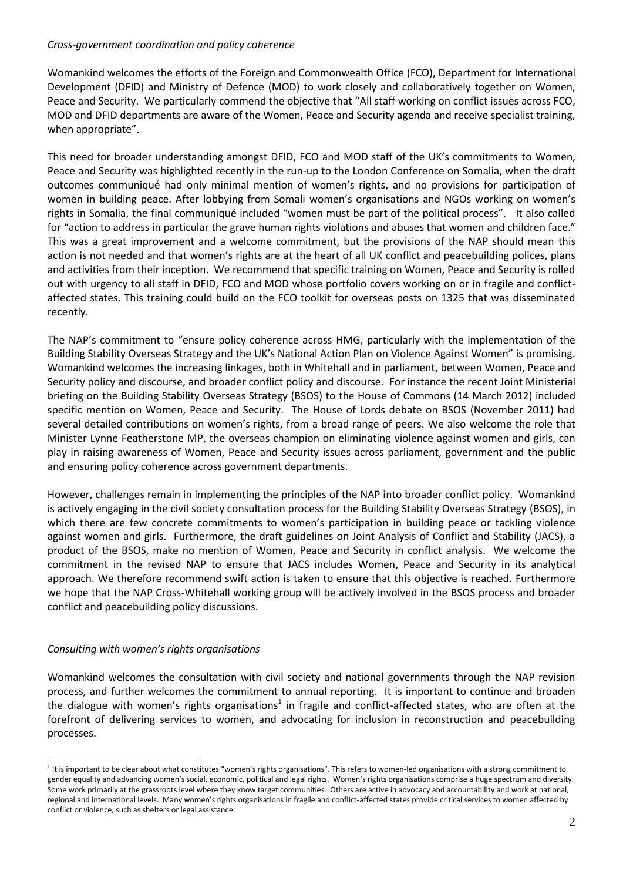*Cross-government coordination and policy coherence*

Womankind welcomes the efforts of the Foreign and Commonwealth Office (FCO), Department for International Development (DFID) and Ministry of Defence (MOD) to work closely and collaboratively together on Women, Peace and Security. We particularly commend the objective that "All staff working on conflict issues across FCO, MOD and DFID departments are aware of the Women, Peace and Security agenda and receive specialist training, when appropriate".

This need for broader understanding amongst DFID, FCO and MOD staff of the UK's commitments to Women, Peace and Security was highlighted recently in the run-up to the London Conference on Somalia, when the draft outcomes communiqué had only minimal mention of women's rights, and no provisions for participation of women in building peace. After lobbying from Somali women's organisations and NGOs working on women's rights in Somalia, the final communiqué included "women must be part of the political process". It also called for "action to address in particular the grave human rights violations and abuses that women and children face." This was a great improvement and a welcome commitment, but the provisions of the NAP should mean this action is not needed and that women's rights are at the heart of all UK conflict and peacebuilding polices, plans and activities from their inception. We recommend that specific training on Women, Peace and Security is rolled out with urgency to all staff in DFID, FCO and MOD whose portfolio covers working on or in fragile and conflict-affected states. This training could build on the FCO toolkit for overseas posts on 1325 that was disseminated recently.

The NAP's commitment to "ensure policy coherence across HMG, particularly with the implementation of the Building Stability Overseas Strategy and the UK's National Action Plan on Violence Against Women" is promising. Womankind welcomes the increasing linkages, both in Whitehall and in parliament, between Women, Peace and Security policy and discourse, and broader conflict policy and discourse. For instance the recent Joint Ministerial briefing on the Building Stability Overseas Strategy (BSOS) to the House of Commons (14 March 2012) included specific mention on Women, Peace and Security. The House of Lords debate on BSOS (November 2011) had several detailed contributions on women's rights, from a broad range of peers. We also welcome the role that Minister Lynne Featherstone MP, the overseas champion on eliminating violence against women and girls, can play in raising awareness of Women, Peace and Security issues across parliament, government and the public and ensuring policy coherence across government departments.

However, challenges remain in implementing the principles of the NAP into broader conflict policy. Womankind is actively engaging in the civil society consultation process for the Building Stability Overseas Strategy (BSOS), in which there are few concrete commitments to women's participation in building peace or tackling violence against women and girls. Furthermore, the draft guidelines on Joint Analysis of Conflict and Stability (JACS), a product of the BSOS, make no mention of Women, Peace and Security in conflict analysis. We welcome the commitment in the revised NAP to ensure that JACS includes Women, Peace and Security in its analytical approach. We therefore recommend swift action is taken to ensure that this objective is reached. Furthermore we hope that the NAP Cross-Whitehall working group will be actively involved in the BSOS process and broader conflict and peacebuilding policy discussions.

*Consulting with women's rights organisations*

Womankind welcomes the consultation with civil society and national governments through the NAP revision process, and further welcomes the commitment to annual reporting. It is important to continue and broaden the dialogue with women's rights organisations[1] in fragile and conflict-affected states, who are often at the forefront of delivering services to women, and advocating for inclusion in reconstruction and peacebuilding processes.

[1] It is important to be clear about what constitutes "women's rights organisations". This refers to women-led organisations with a strong commitment to gender equality and advancing women's social, economic, political and legal rights. Women's rights organisations comprise a huge spectrum and diversity. Some work primarily at the grassroots level where they know target communities. Others are active in advocacy and accountability and work at national, regional and international levels. Many women's rights organisations in fragile and conflict-affected states provide critical services to women affected by conflict or violence, such as shelters or legal assistance.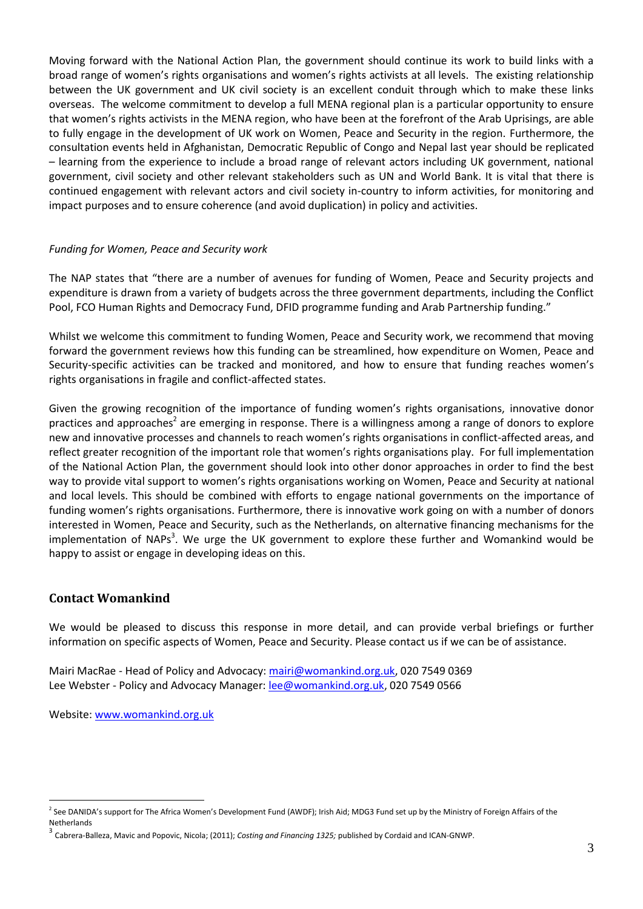Moving forward with the National Action Plan, the government should continue its work to build links with a broad range of women's rights organisations and women's rights activists at all levels. The existing relationship between the UK government and UK civil society is an excellent conduit through which to make these links overseas. The welcome commitment to develop a full MENA regional plan is a particular opportunity to ensure that women's rights activists in the MENA region, who have been at the forefront of the Arab Uprisings, are able to fully engage in the development of UK work on Women, Peace and Security in the region. Furthermore, the consultation events held in Afghanistan, Democratic Republic of Congo and Nepal last year should be replicated – learning from the experience to include a broad range of relevant actors including UK government, national government, civil society and other relevant stakeholders such as UN and World Bank. It is vital that there is continued engagement with relevant actors and civil society in-country to inform activities, for monitoring and impact purposes and to ensure coherence (and avoid duplication) in policy and activities.

*Funding for Women, Peace and Security work*

The NAP states that "there are a number of avenues for funding of Women, Peace and Security projects and expenditure is drawn from a variety of budgets across the three government departments, including the Conflict Pool, FCO Human Rights and Democracy Fund, DFID programme funding and Arab Partnership funding."

Whilst we welcome this commitment to funding Women, Peace and Security work, we recommend that moving forward the government reviews how this funding can be streamlined, how expenditure on Women, Peace and Security-specific activities can be tracked and monitored, and how to ensure that funding reaches women's rights organisations in fragile and conflict-affected states.

Given the growing recognition of the importance of funding women's rights organisations, innovative donor practices and approaches[2] are emerging in response. There is a willingness among a range of donors to explore new and innovative processes and channels to reach women's rights organisations in conflict-affected areas, and reflect greater recognition of the important role that women's rights organisations play. For full implementation of the National Action Plan, the government should look into other donor approaches in order to find the best way to provide vital support to women's rights organisations working on Women, Peace and Security at national and local levels. This should be combined with efforts to engage national governments on the importance of funding women's rights organisations. Furthermore, there is innovative work going on with a number of donors interested in Women, Peace and Security, such as the Netherlands, on alternative financing mechanisms for the implementation of NAPs[3]. We urge the UK government to explore these further and Womankind would be happy to assist or engage in developing ideas on this.

## Contact Womankind

We would be pleased to discuss this response in more detail, and can provide verbal briefings or further information on specific aspects of Women, Peace and Security. Please contact us if we can be of assistance.

Mairi MacRae - Head of Policy and Advocacy: mairi@womankind.org.uk, 020 7549 0369
Lee Webster - Policy and Advocacy Manager: lee@womankind.org.uk, 020 7549 0566

Website: www.womankind.org.uk

[2] See DANIDA's support for The Africa Women's Development Fund (AWDF); Irish Aid; MDG3 Fund set up by the Ministry of Foreign Affairs of the Netherlands

[3] Cabrera-Balleza, Mavic and Popovic, Nicola; (2011); *Costing and Financing 1325;* published by Cordaid and ICAN-GNWP.